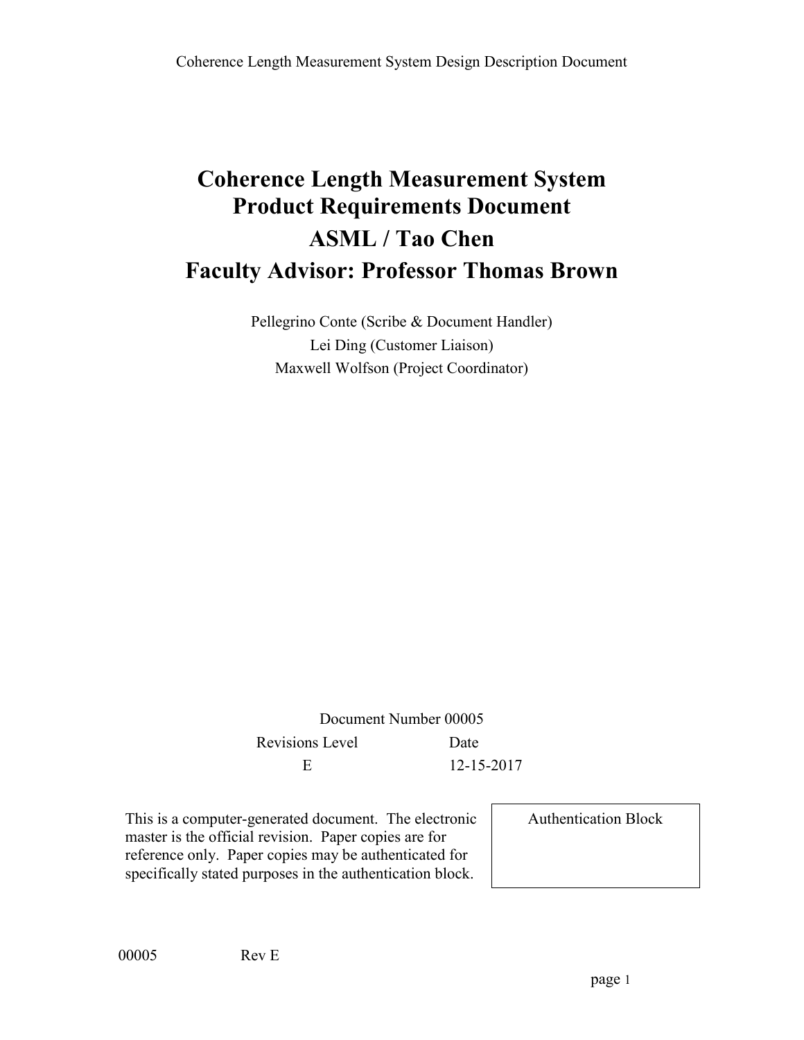# Coherence Length Measurement System Product Requirements Document

# ASML / Tao Chen

# Faculty Advisor: Professor Thomas Brown

Pellegrino Conte (Scribe & Document Handler)

Lei Ding (Customer Liaison)

Maxwell Wolfson (Project Coordinator)

Document Number 00005

| Revisions Level | Date |
| --- | --- |
| E | 12-15-2017 |

This is a computer-generated document. The electronic master is the official revision. Paper copies are for reference only. Paper copies may be authenticated for specifically stated purposes in the authentication block.

| Authentication Block |
| --- |
| |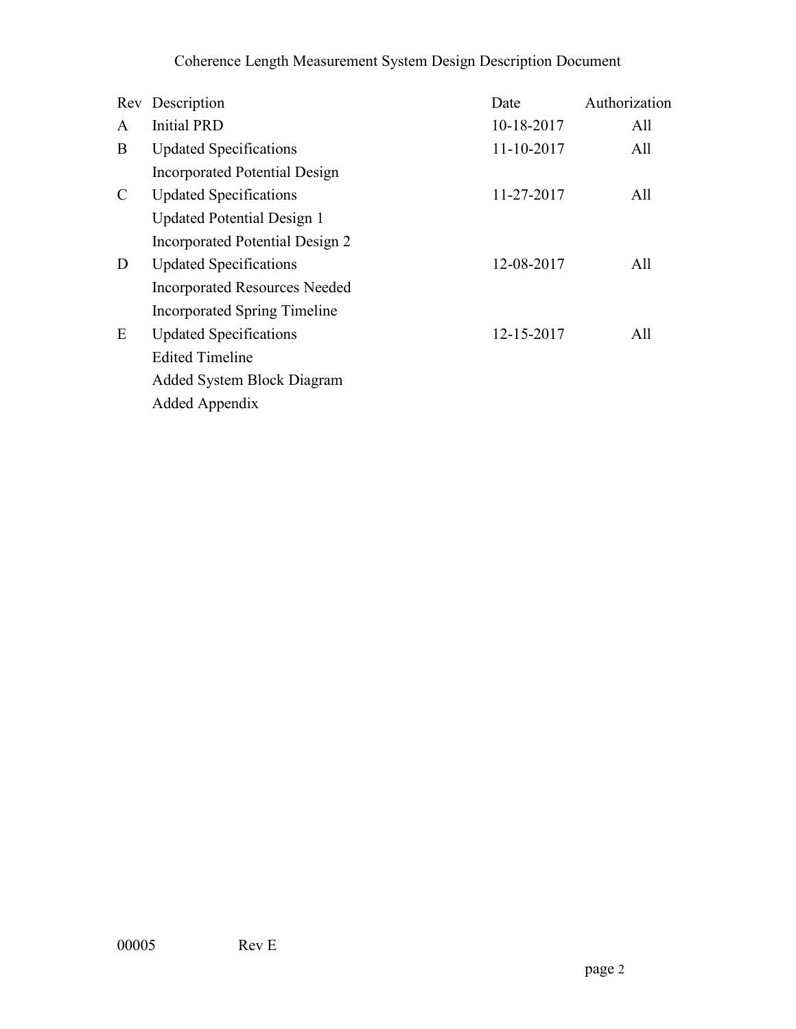Coherence Length Measurement System Design Description Document

| Rev | Description | Date | Authorization |
| --- | --- | --- | --- |
| A | Initial PRD | 10-18-2017 | All |
| B | Updated Specifications | 11-10-2017 | All |
| | Incorporated Potential Design | | |
| C | Updated Specifications | 11-27-2017 | All |
| | Updated Potential Design 1 | | |
| | Incorporated Potential Design 2 | | |
| D | Updated Specifications | 12-08-2017 | All |
| | Incorporated Resources Needed | | |
| | Incorporated Spring Timeline | | |
| E | Updated Specifications | 12-15-2017 | All |
| | Edited Timeline | | |
| | Added System Block Diagram | | |
| | Added Appendix | | |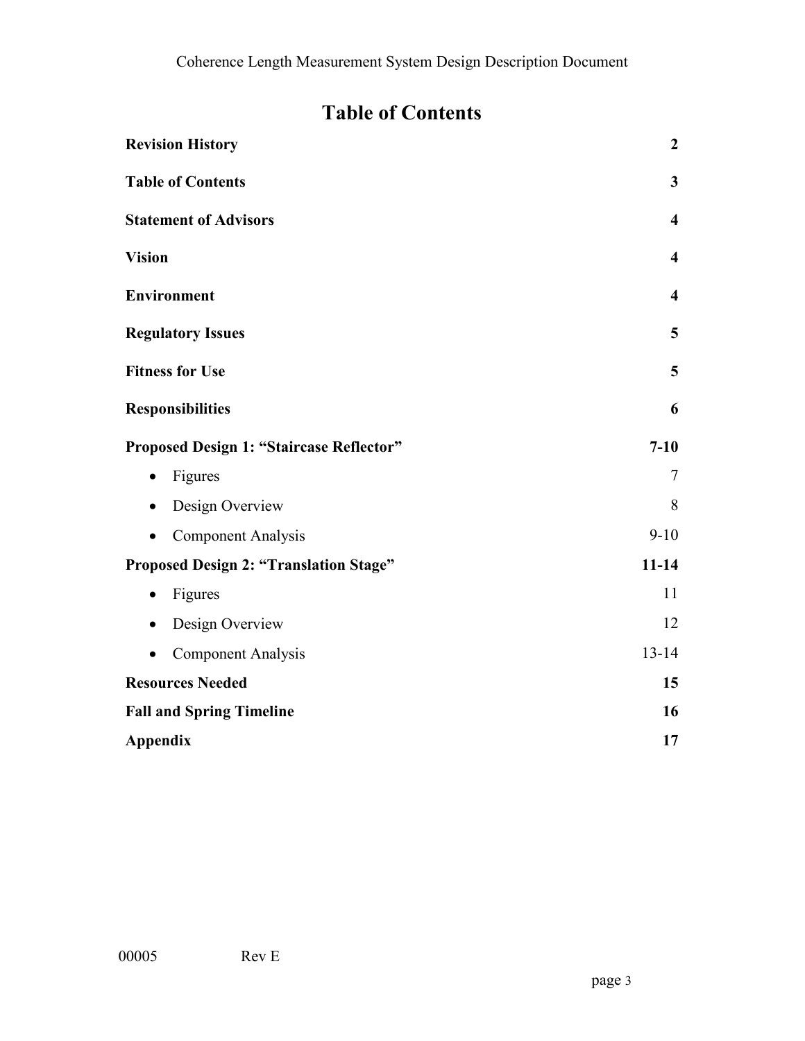# Table of Contents

| Section | Page |
|---|---|
| **Revision History** | **2** |
| **Table of Contents** | **3** |
| **Statement of Advisors** | **4** |
| **Vision** | **4** |
| **Environment** | **4** |
| **Regulatory Issues** | **5** |
| **Fitness for Use** | **5** |
| **Responsibilities** | **6** |
| **Proposed Design 1: "Staircase Reflector"** | **7-10** |
| • Figures | 7 |
| • Design Overview | 8 |
| • Component Analysis | 9-10 |
| **Proposed Design 2: "Translation Stage"** | **11-14** |
| • Figures | 11 |
| • Design Overview | 12 |
| • Component Analysis | 13-14 |
| **Resources Needed** | **15** |
| **Fall and Spring Timeline** | **16** |
| **Appendix** | **17** |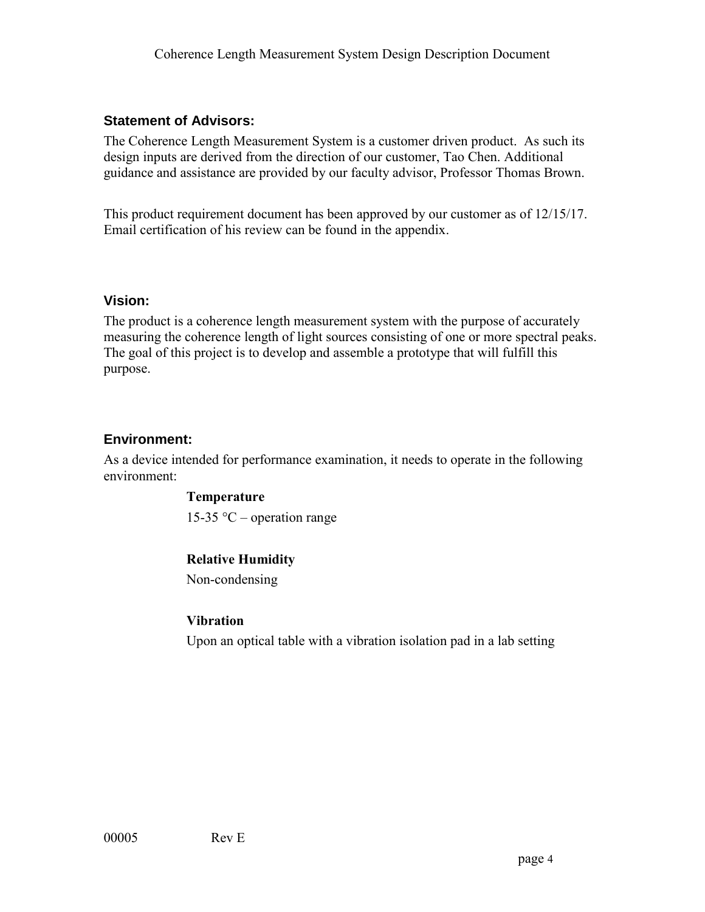## Statement of Advisors:

The Coherence Length Measurement System is a customer driven product. As such its design inputs are derived from the direction of our customer, Tao Chen. Additional guidance and assistance are provided by our faculty advisor, Professor Thomas Brown.

This product requirement document has been approved by our customer as of 12/15/17. Email certification of his review can be found in the appendix.

## Vision:

The product is a coherence length measurement system with the purpose of accurately measuring the coherence length of light sources consisting of one or more spectral peaks. The goal of this project is to develop and assemble a prototype that will fulfill this purpose.

## Environment:

As a device intended for performance examination, it needs to operate in the following environment:

**Temperature**

15-35 °C – operation range

**Relative Humidity**

Non-condensing

**Vibration**

Upon an optical table with a vibration isolation pad in a lab setting

00005 Rev E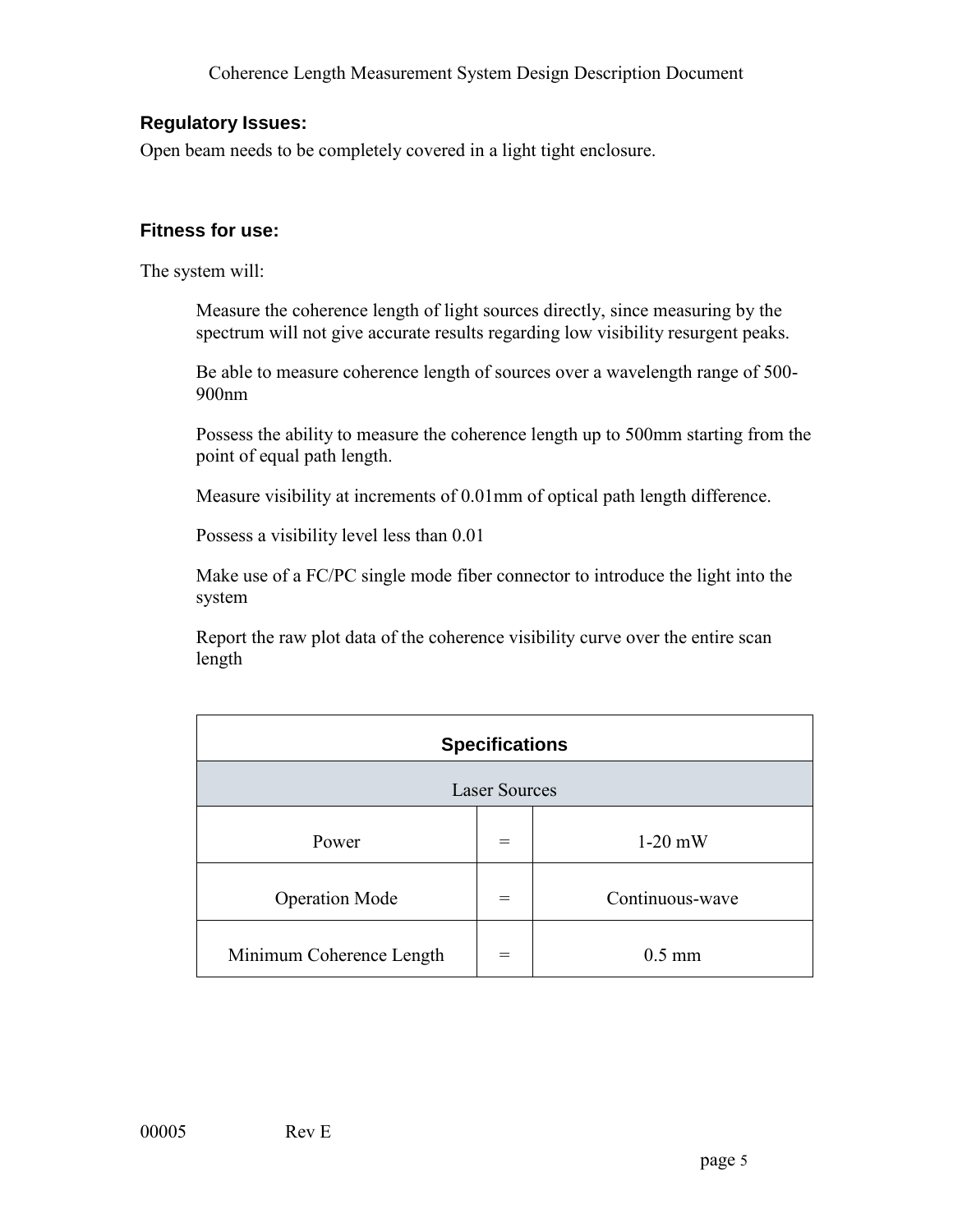## Regulatory Issues:

Open beam needs to be completely covered in a light tight enclosure.

## Fitness for use:

The system will:

- Measure the coherence length of light sources directly, since measuring by the spectrum will not give accurate results regarding low visibility resurgent peaks.
- Be able to measure coherence length of sources over a wavelength range of 500-900nm
- Possess the ability to measure the coherence length up to 500mm starting from the point of equal path length.
- Measure visibility at increments of 0.01mm of optical path length difference.
- Possess a visibility level less than 0.01
- Make use of a FC/PC single mode fiber connector to introduce the light into the system
- Report the raw plot data of the coherence visibility curve over the entire scan length

| **Specifications** | | |
|---|---|---|
| Laser Sources | | |
| Power | = | 1-20 mW |
| Operation Mode | = | Continuous-wave |
| Minimum Coherence Length | = | 0.5 mm |

00005 Rev E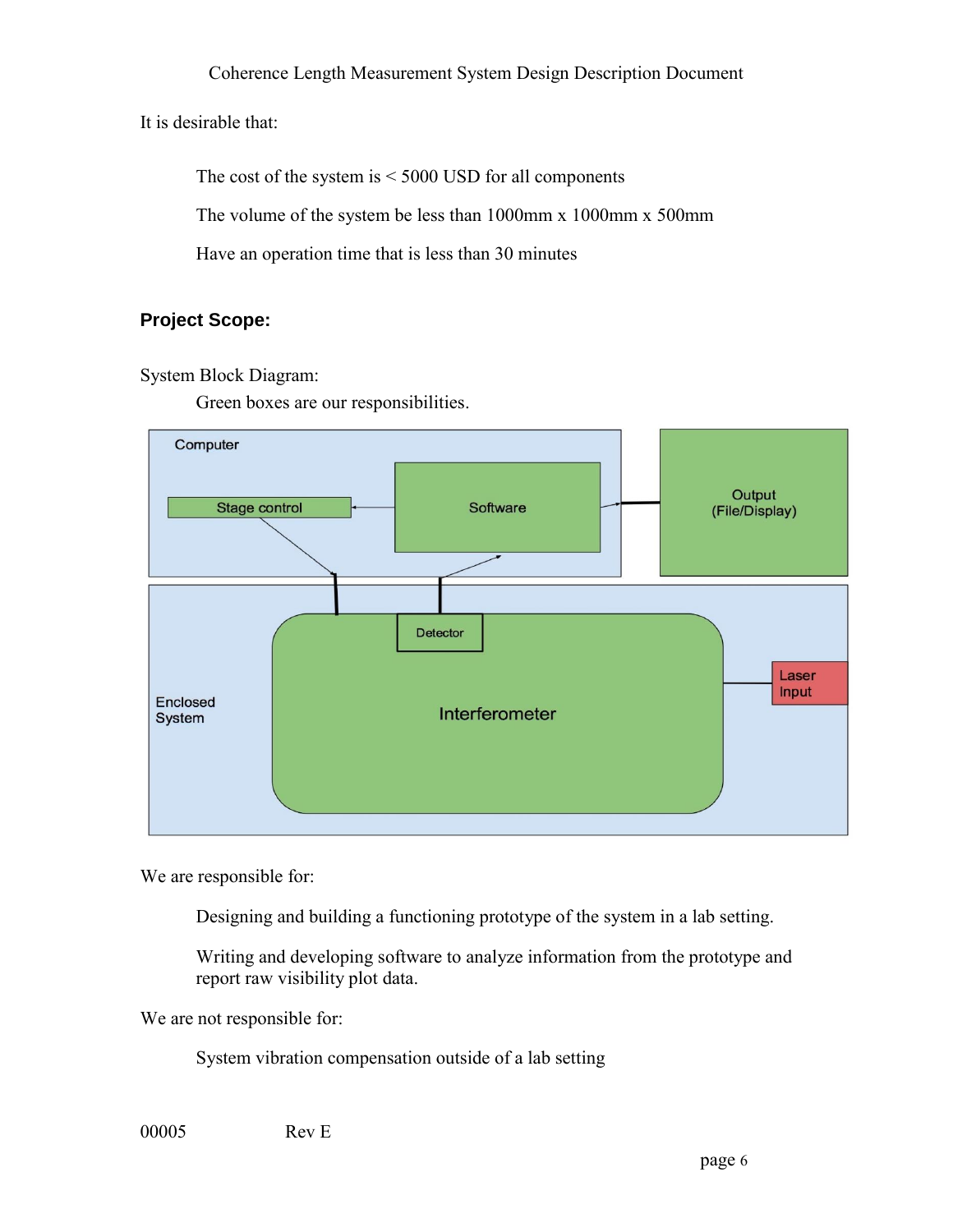It is desirable that:

- The cost of the system is < 5000 USD for all components
- The volume of the system be less than 1000mm x 1000mm x 500mm
- Have an operation time that is less than 30 minutes

## Project Scope:

System Block Diagram:

Green boxes are our responsibilities.

Computer

Stage control

Software

Output (File/Display)

Detector

Enclosed System

Interferometer

Laser Input

We are responsible for:

- Designing and building a functioning prototype of the system in a lab setting.
- Writing and developing software to analyze information from the prototype and report raw visibility plot data.

We are not responsible for:

- System vibration compensation outside of a lab setting

00005 Rev E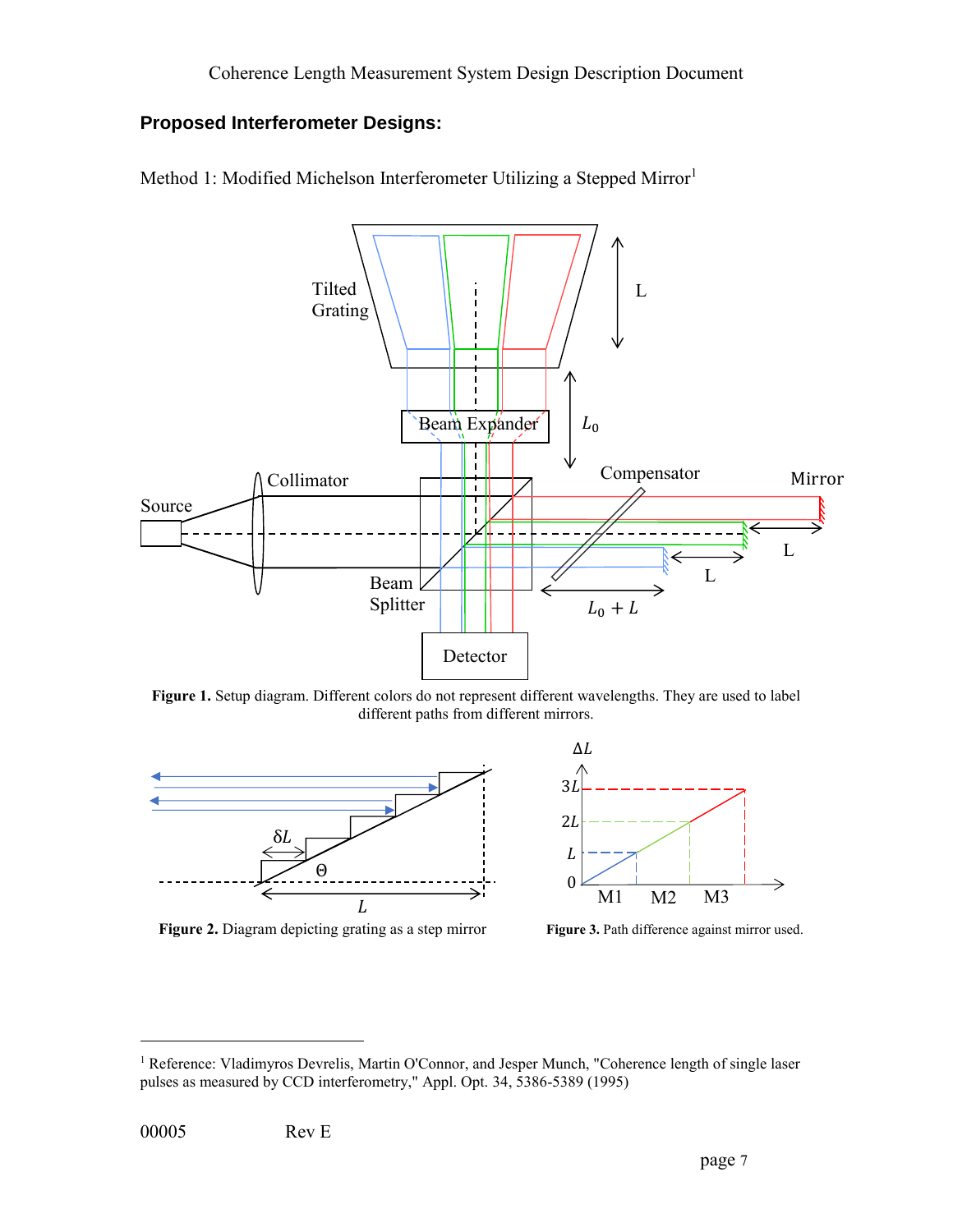## Proposed Interferometer Designs:

Method 1: Modified Michelson Interferometer Utilizing a Stepped Mirror[1]

**Figure 1.** Setup diagram. Different colors do not represent different wavelengths. They are used to label different paths from different mirrors.

**Figure 2.** Diagram depicting grating as a step mirror

**Figure 3.** Path difference against mirror used.

[1] Reference: Vladimyros Devrelis, Martin O'Connor, and Jesper Munch, "Coherence length of single laser pulses as measured by CCD interferometry," Appl. Opt. 34, 5386-5389 (1995)

00005 Rev E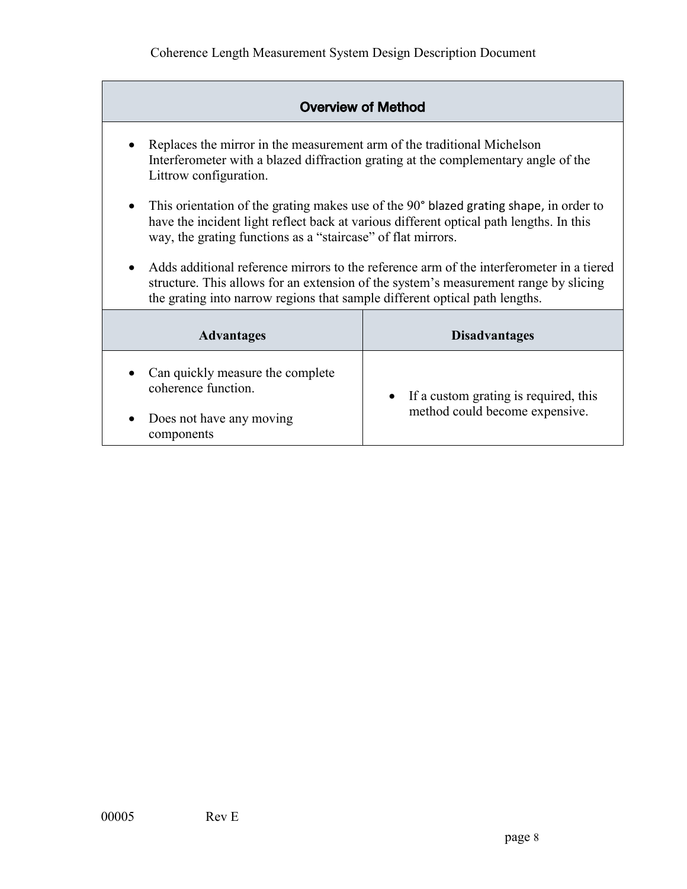| Overview of Method | |
|---|---|
| • Replaces the mirror in the measurement arm of the traditional Michelson Interferometer with a blazed diffraction grating at the complementary angle of the Littrow configuration.<br><br>• This orientation of the grating makes use of the 90° blazed grating shape, in order to have the incident light reflect back at various different optical path lengths. In this way, the grating functions as a "staircase" of flat mirrors.<br><br>• Adds additional reference mirrors to the reference arm of the interferometer in a tiered structure. This allows for an extension of the system's measurement range by slicing the grating into narrow regions that sample different optical path lengths. | |
| **Advantages** | **Disadvantages** |
| • Can quickly measure the complete coherence function.<br><br>• Does not have any moving components | • If a custom grating is required, this method could become expensive. |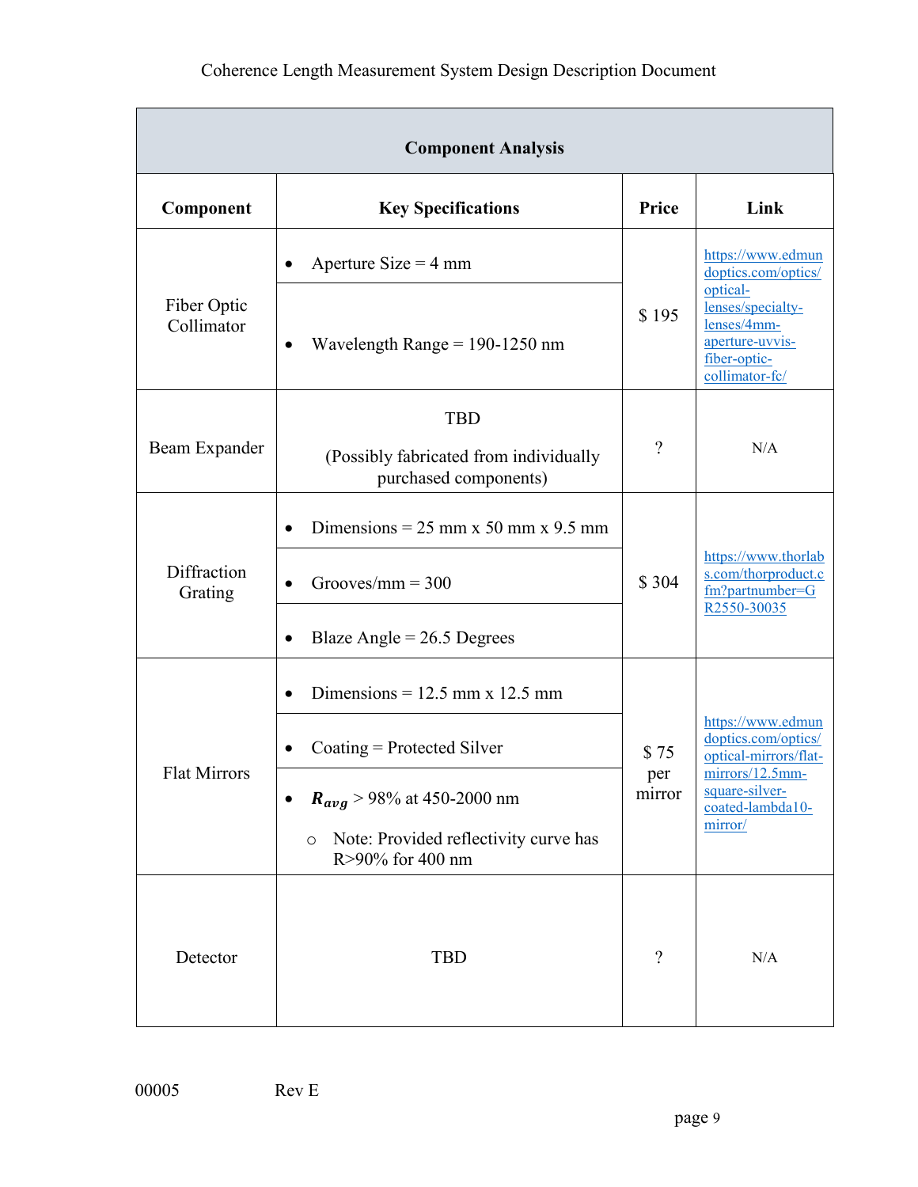| Component Analysis | | | |
|---|---|---|---|
| **Component** | **Key Specifications** | **Price** | **Link** |
| Fiber Optic Collimator | • Aperture Size = 4 mm<br>• Wavelength Range = 190-1250 nm | $ 195 | https://www.edmundoptics.com/optics/optical-lenses/specialty-lenses/4mm-aperture-uvvis-fiber-optic-collimator-fc/ |
| Beam Expander | TBD<br>(Possibly fabricated from individually purchased components) | ? | N/A |
| Diffraction Grating | • Dimensions = 25 mm x 50 mm x 9.5 mm<br>• Grooves/mm = 300<br>• Blaze Angle = 26.5 Degrees | $ 304 | https://www.thorlabs.com/thorproduct.cfm?partnumber=GR2550-30035 |
| Flat Mirrors | • Dimensions = 12.5 mm x 12.5 mm<br>• Coating = Protected Silver<br>• $R_{avg}$ > 98% at 450-2000 nm<br>  ○ Note: Provided reflectivity curve has R>90% for 400 nm | $ 75 per mirror | https://www.edmundoptics.com/optics/optical-mirrors/flat-mirrors/12.5mm-square-silver-coated-lambda10-mirror/ |
| Detector | TBD | ? | N/A |

00005 Rev E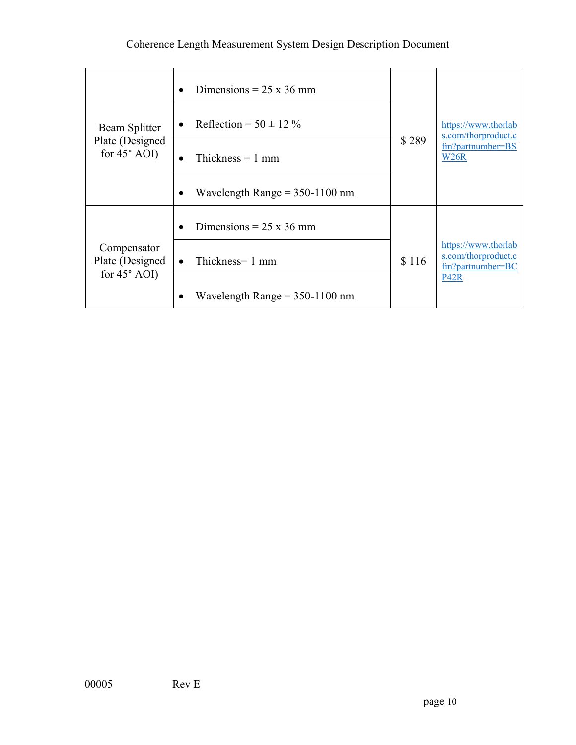| | | | |
|---|---|---|---|
| Beam Splitter Plate (Designed for 45° AOI) | • Dimensions = 25 x 36 mm<br>• Reflection = 50 ± 12 %<br>• Thickness = 1 mm<br>• Wavelength Range = 350-1100 nm | $ 289 | [https://www.thorlabs.com/thorproduct.cfm?partnumber=BSW26R](https://www.thorlabs.com/thorproduct.cfm?partnumber=BSW26R) |
| Compensator Plate (Designed for 45° AOI) | • Dimensions = 25 x 36 mm<br>• Thickness= 1 mm<br>• Wavelength Range = 350-1100 nm | $ 116 | [https://www.thorlabs.com/thorproduct.cfm?partnumber=BCP42R](https://www.thorlabs.com/thorproduct.cfm?partnumber=BCP42R) |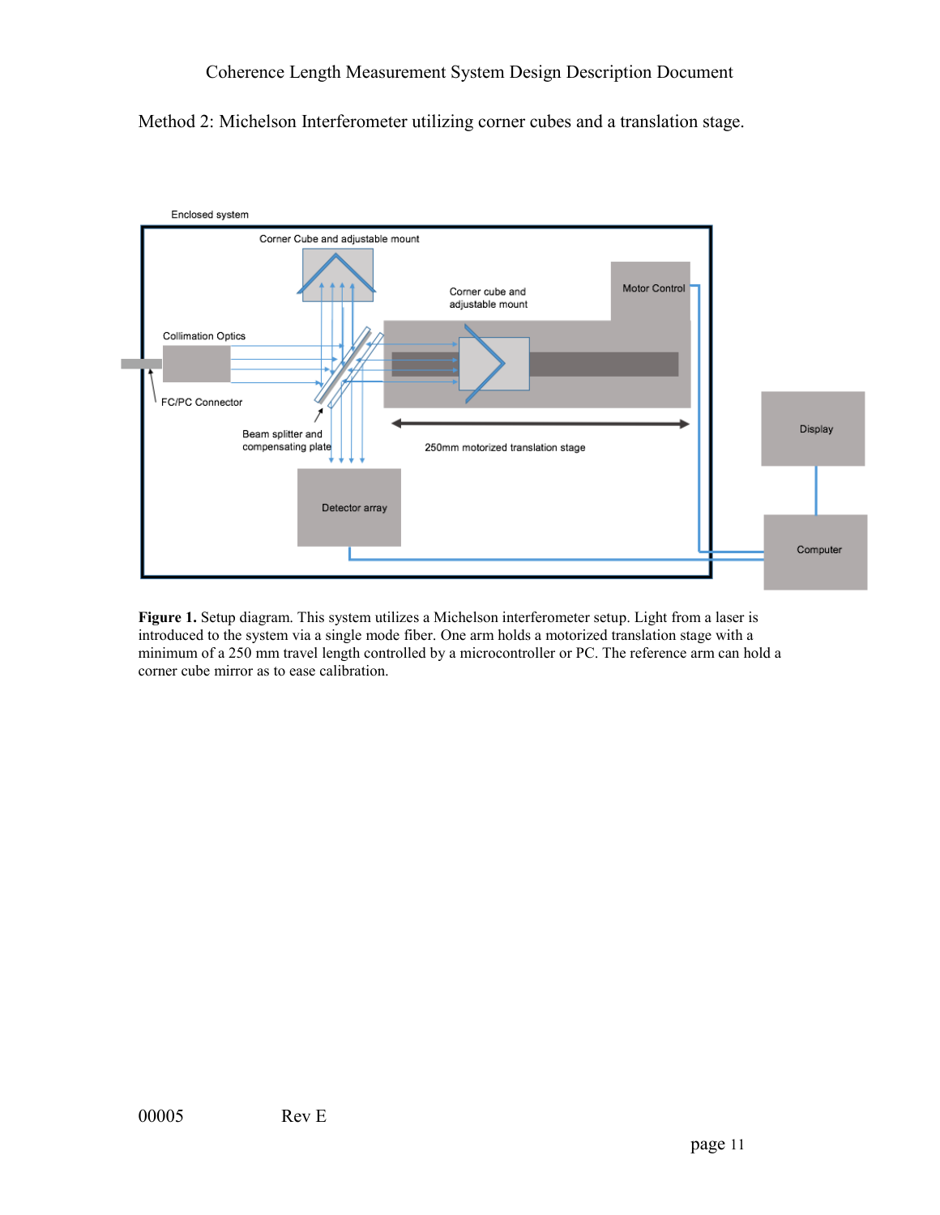Method 2: Michelson Interferometer utilizing corner cubes and a translation stage.

Enclosed system

Corner Cube and adjustable mount

Corner cube and adjustable mount

Motor Control

Collimation Optics

FC/PC Connector

Beam splitter and compensating plate

250mm motorized translation stage

Display

Detector array

Computer

**Figure 1.** Setup diagram. This system utilizes a Michelson interferometer setup. Light from a laser is introduced to the system via a single mode fiber. One arm holds a motorized translation stage with a minimum of a 250 mm travel length controlled by a microcontroller or PC. The reference arm can hold a corner cube mirror as to ease calibration.

00005 Rev E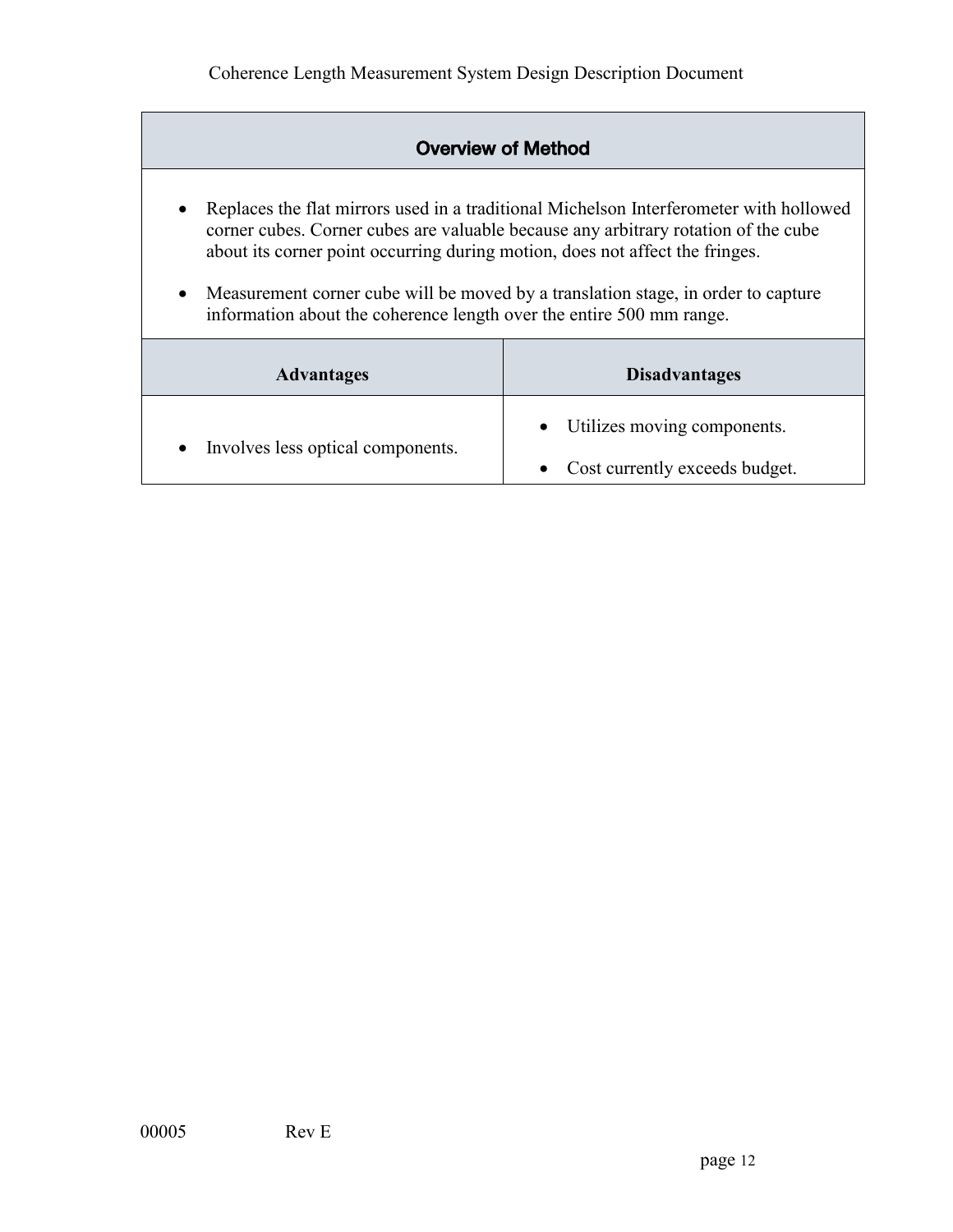| Overview of Method | |
|---|---|
| • Replaces the flat mirrors used in a traditional Michelson Interferometer with hollowed corner cubes. Corner cubes are valuable because any arbitrary rotation of the cube about its corner point occurring during motion, does not affect the fringes.<br><br>• Measurement corner cube will be moved by a translation stage, in order to capture information about the coherence length over the entire 500 mm range. | |
| **Advantages** | **Disadvantages** |
| • Involves less optical components. | • Utilizes moving components.<br><br>• Cost currently exceeds budget. |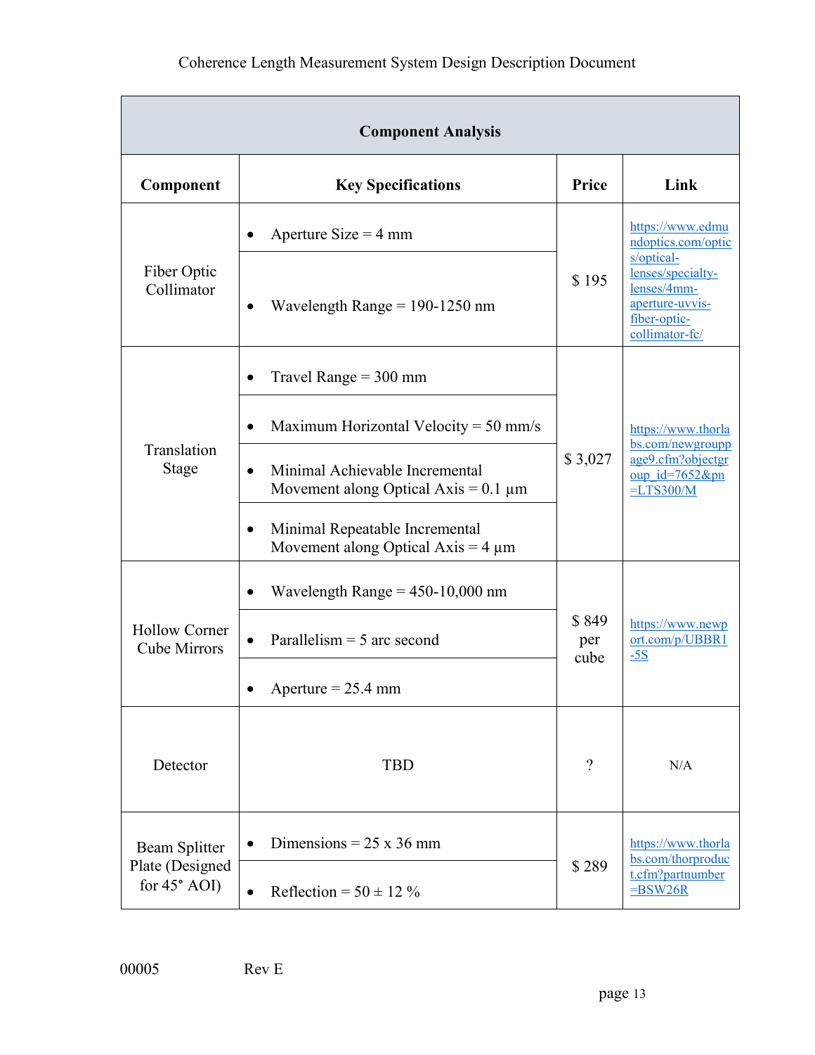| Component Analysis | | | |
|---|---|---|---|
| **Component** | **Key Specifications** | **Price** | **Link** |
| Fiber Optic Collimator | • Aperture Size = 4 mm<br>• Wavelength Range = 190-1250 nm | $ 195 | https://www.edmundoptics.com/optics/optical-lenses/specialty-lenses/4mm-aperture-uvvis-fiber-optic-collimator-fc/ |
| Translation Stage | • Travel Range = 300 mm<br>• Maximum Horizontal Velocity = 50 mm/s<br>• Minimal Achievable Incremental Movement along Optical Axis = 0.1 µm<br>• Minimal Repeatable Incremental Movement along Optical Axis = 4 µm | $ 3,027 | https://www.thorlabs.com/newgrouppage9.cfm?objectgroup_id=7652&pn=LTS300/M |
| Hollow Corner Cube Mirrors | • Wavelength Range = 450-10,000 nm<br>• Parallelism = 5 arc second<br>• Aperture = 25.4 mm | $ 849 per cube | https://www.newport.com/p/UBBR1-5S |
| Detector | TBD | ? | N/A |
| Beam Splitter Plate (Designed for 45° AOI) | • Dimensions = 25 x 36 mm<br>• Reflection = 50 ± 12 % | $ 289 | https://www.thorlabs.com/thorproduct.cfm?partnumber=BSW26R |

00005 Rev E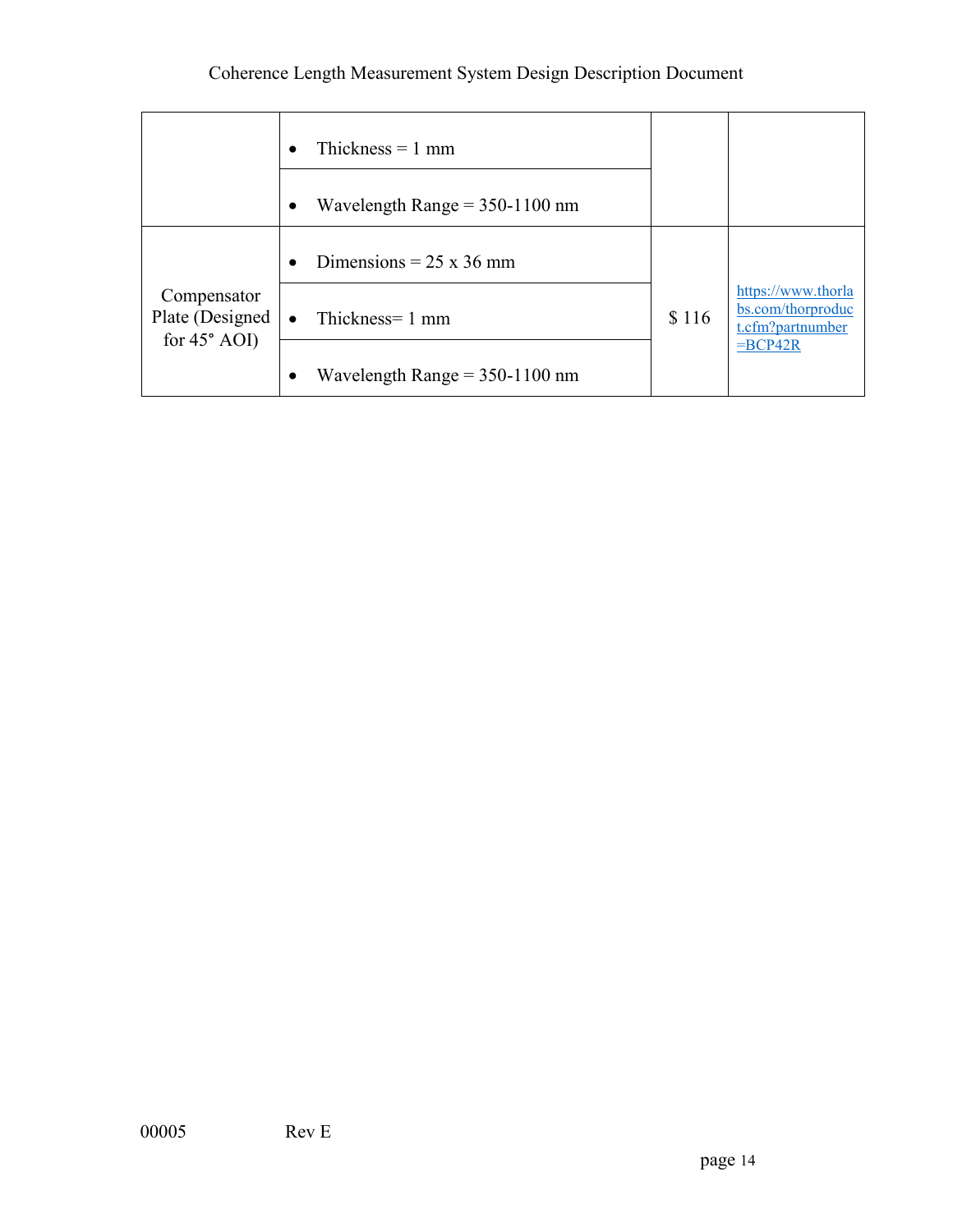| | | | |
|---|---|---|---|
| | • Thickness = 1 mm | | |
| | • Wavelength Range = 350-1100 nm | | |
| Compensator Plate (Designed for 45° AOI) | • Dimensions = 25 x 36 mm | $ 116 | https://www.thorlabs.com/thorproduct.cfm?partnumber=BCP42R |
| | • Thickness= 1 mm | | |
| | • Wavelength Range = 350-1100 nm | | |

00005 Rev E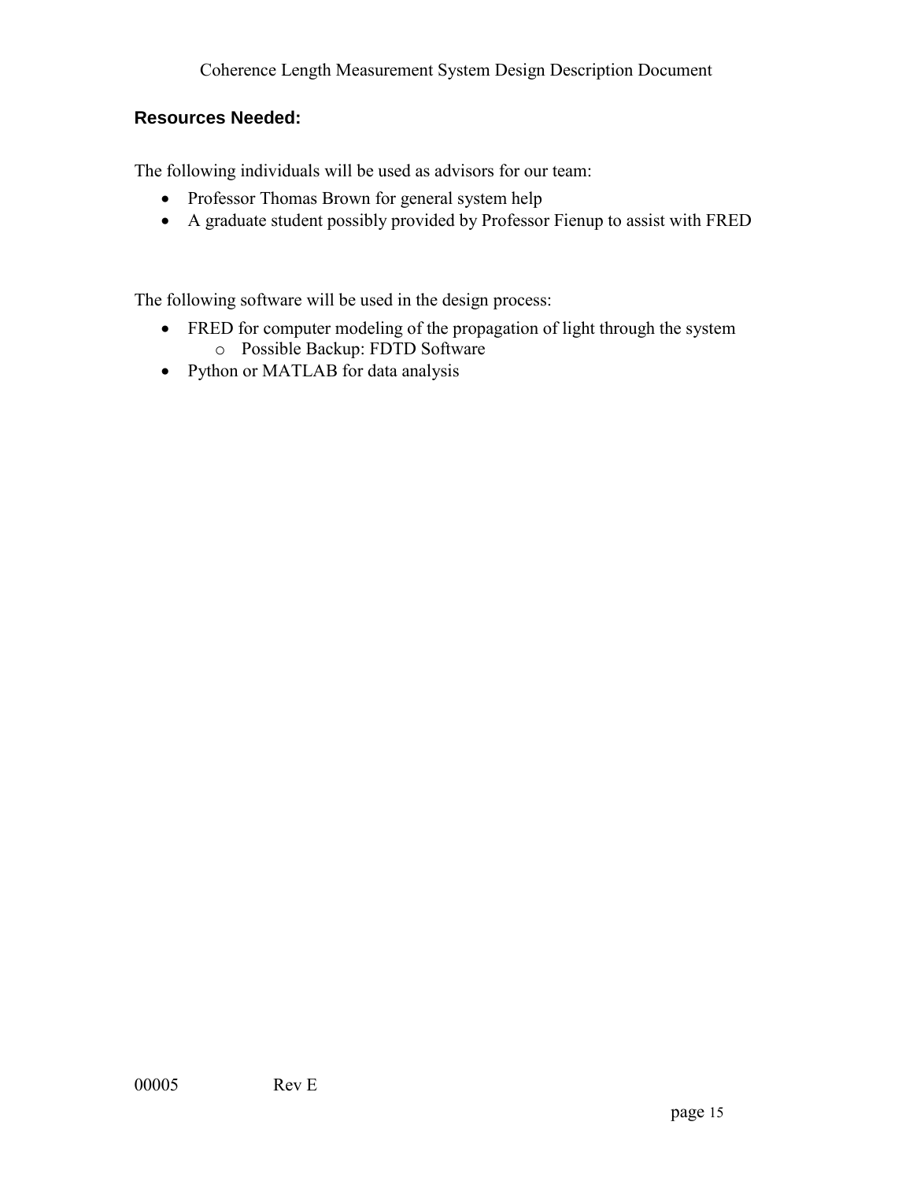### Resources Needed:

The following individuals will be used as advisors for our team:

- Professor Thomas Brown for general system help
- A graduate student possibly provided by Professor Fienup to assist with FRED

The following software will be used in the design process:

- FRED for computer modeling of the propagation of light through the system
  - Possible Backup: FDTD Software
- Python or MATLAB for data analysis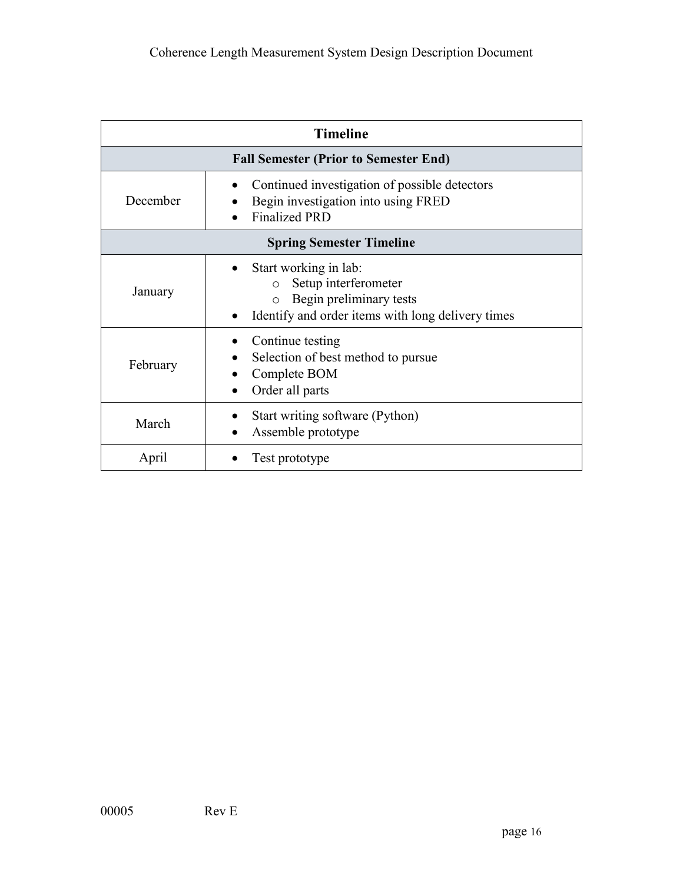| Timeline | |
|---|---|
| **Fall Semester (Prior to Semester End)** | |
| December | • Continued investigation of possible detectors<br>• Begin investigation into using FRED<br>• Finalized PRD |
| **Spring Semester Timeline** | |
| January | • Start working in lab:<br>  ○ Setup interferometer<br>  ○ Begin preliminary tests<br>• Identify and order items with long delivery times |
| February | • Continue testing<br>• Selection of best method to pursue<br>• Complete BOM<br>• Order all parts |
| March | • Start writing software (Python)<br>• Assemble prototype |
| April | • Test prototype |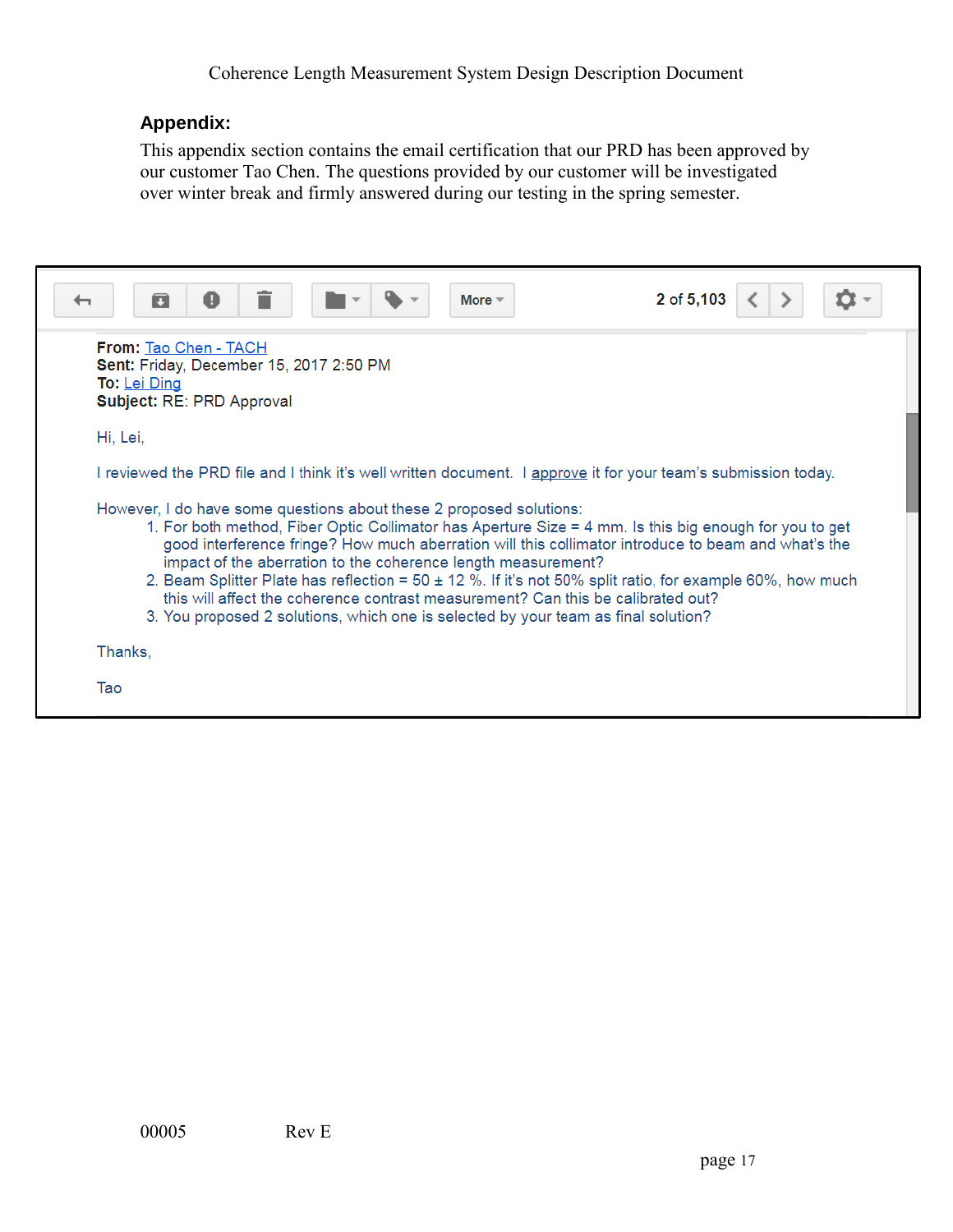## Appendix:

This appendix section contains the email certification that our PRD has been approved by our customer Tao Chen. The questions provided by our customer will be investigated over winter break and firmly answered during our testing in the spring semester.

More

2 of 5,103

**From:** Tao Chen - TACH
**Sent:** Friday, December 15, 2017 2:50 PM
**To:** Lei Ding
**Subject:** RE: PRD Approval

Hi, Lei,

I reviewed the PRD file and I think it's well written document. I approve it for your team's submission today.

However, I do have some questions about these 2 proposed solutions:

1. For both method, Fiber Optic Collimator has Aperture Size = 4 mm. Is this big enough for you to get good interference fringe? How much aberration will this collimator introduce to beam and what's the impact of the aberration to the coherence length measurement?
2. Beam Splitter Plate has reflection = 50 ± 12 %. If it's not 50% split ratio, for example 60%, how much this will affect the coherence contrast measurement? Can this be calibrated out?
3. You proposed 2 solutions, which one is selected by your team as final solution?

Thanks,

Tao

00005 Rev E